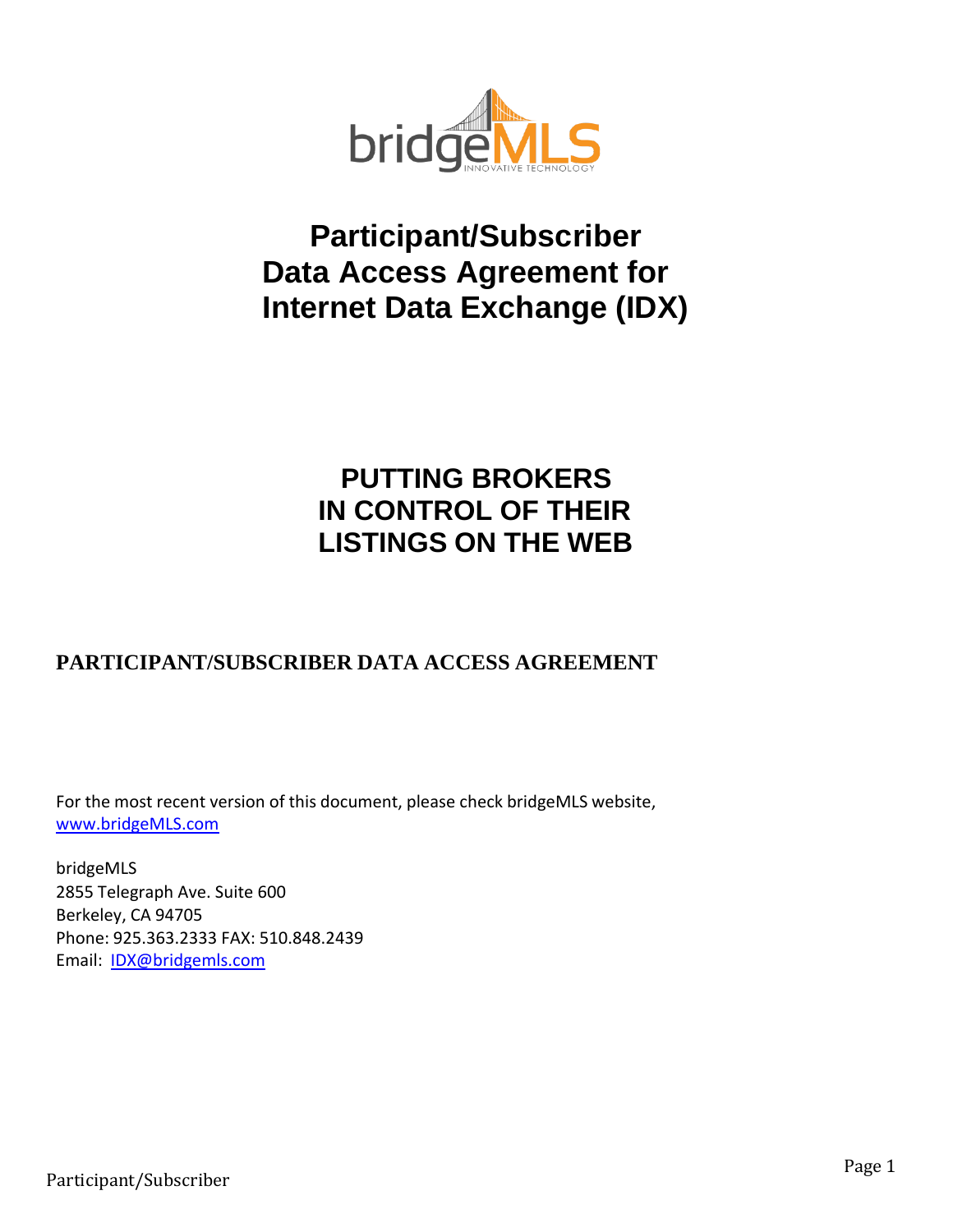bridgeMLS
INNOVATIVE TECHNOLOGY

# Participant/Subscriber Data Access Agreement for Internet Data Exchange (IDX)

## PUTTING BROKERS IN CONTROL OF THEIR LISTINGS ON THE WEB

### PARTICIPANT/SUBSCRIBER DATA ACCESS AGREEMENT

For the most recent version of this document, please check bridgeMLS website, [www.bridgeMLS.com](http://www.bridgeMLS.com)

bridgeMLS
2855 Telegraph Ave. Suite 600
Berkeley, CA 94705
Phone: 925.363.2333 FAX: 510.848.2439
Email: [IDX@bridgemls.com](mailto:IDX@bridgemls.com)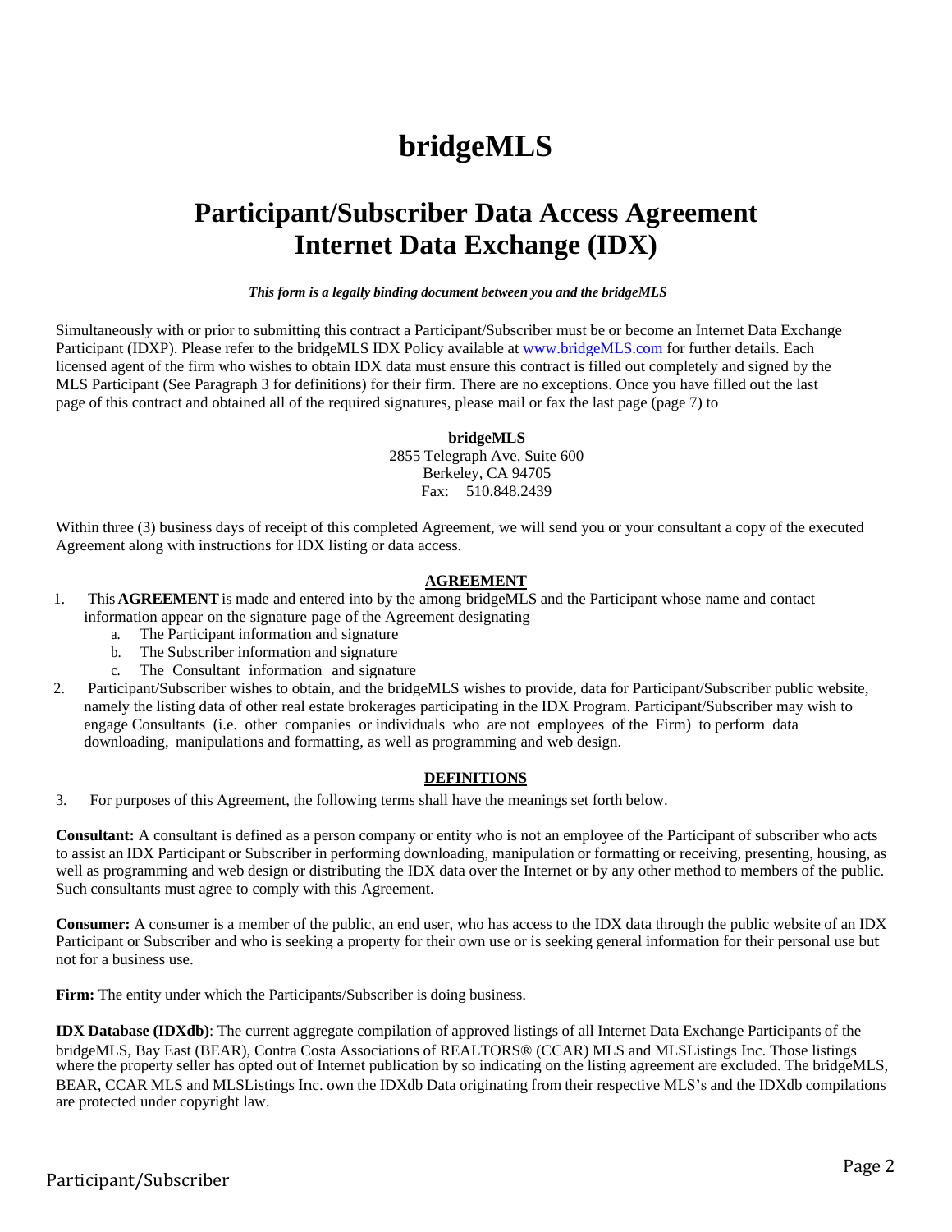# bridgeMLS

## Participant/Subscriber Data Access Agreement Internet Data Exchange (IDX)

***This form is a legally binding document between you and the bridgeMLS***

Simultaneously with or prior to submitting this contract a Participant/Subscriber must be or become an Internet Data Exchange Participant (IDXP). Please refer to the bridgeMLS IDX Policy available at www.bridgeMLS.com for further details. Each licensed agent of the firm who wishes to obtain IDX data must ensure this contract is filled out completely and signed by the MLS Participant (See Paragraph 3 for definitions) for their firm. There are no exceptions. Once you have filled out the last page of this contract and obtained all of the required signatures, please mail or fax the last page (page 7) to

**bridgeMLS**
2855 Telegraph Ave. Suite 600
Berkeley, CA 94705
Fax: 510.848.2439

Within three (3) business days of receipt of this completed Agreement, we will send you or your consultant a copy of the executed Agreement along with instructions for IDX listing or data access.

### AGREEMENT

1. This **AGREEMENT** is made and entered into by the among bridgeMLS and the Participant whose name and contact information appear on the signature page of the Agreement designating
   a. The Participant information and signature
   b. The Subscriber information and signature
   c. The Consultant information and signature
2. Participant/Subscriber wishes to obtain, and the bridgeMLS wishes to provide, data for Participant/Subscriber public website, namely the listing data of other real estate brokerages participating in the IDX Program. Participant/Subscriber may wish to engage Consultants (i.e. other companies or individuals who are not employees of the Firm) to perform data downloading, manipulations and formatting, as well as programming and web design.

### DEFINITIONS

3. For purposes of this Agreement, the following terms shall have the meanings set forth below.

**Consultant:** A consultant is defined as a person company or entity who is not an employee of the Participant of subscriber who acts to assist an IDX Participant or Subscriber in performing downloading, manipulation or formatting or receiving, presenting, housing, as well as programming and web design or distributing the IDX data over the Internet or by any other method to members of the public. Such consultants must agree to comply with this Agreement.

**Consumer:** A consumer is a member of the public, an end user, who has access to the IDX data through the public website of an IDX Participant or Subscriber and who is seeking a property for their own use or is seeking general information for their personal use but not for a business use.

**Firm:** The entity under which the Participants/Subscriber is doing business.

**IDX Database (IDXdb)**: The current aggregate compilation of approved listings of all Internet Data Exchange Participants of the bridgeMLS, Bay East (BEAR), Contra Costa Associations of REALTORS® (CCAR) MLS and MLSListings Inc. Those listings where the property seller has opted out of Internet publication by so indicating on the listing agreement are excluded. The bridgeMLS, BEAR, CCAR MLS and MLSListings Inc. own the IDXdb Data originating from their respective MLS's and the IDXdb compilations are protected under copyright law.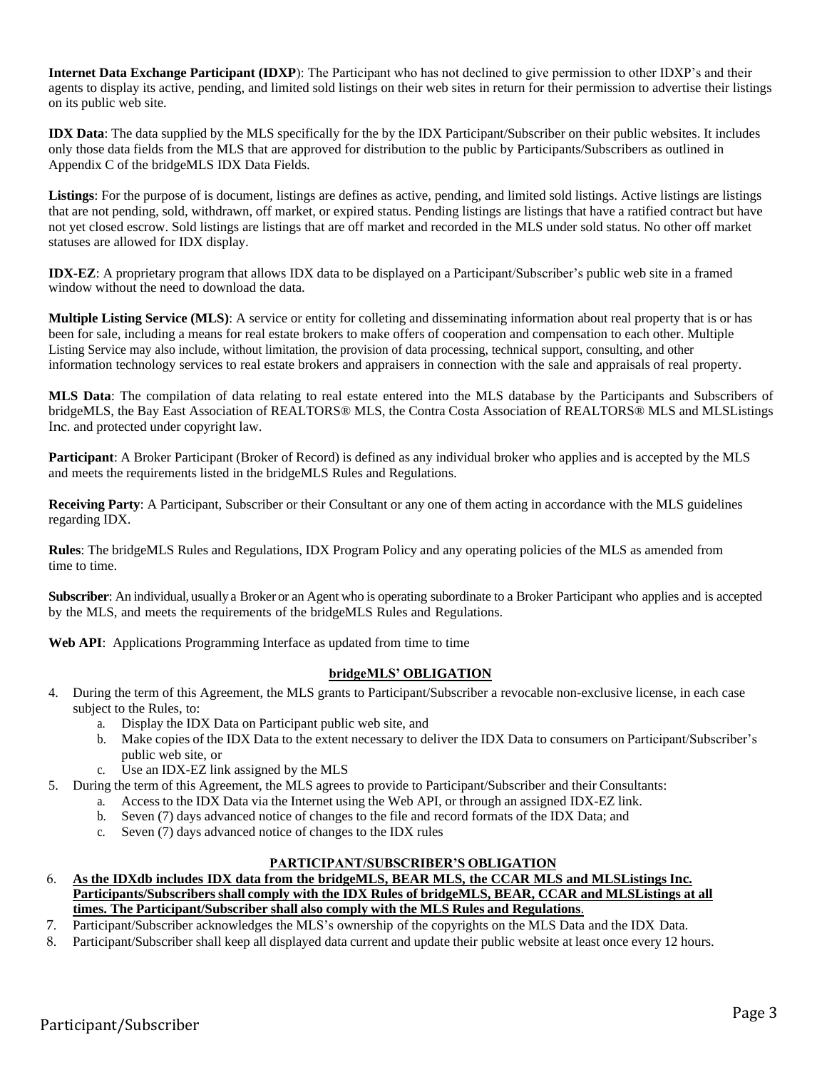**Internet Data Exchange Participant (IDXP**): The Participant who has not declined to give permission to other IDXP's and their agents to display its active, pending, and limited sold listings on their web sites in return for their permission to advertise their listings on its public web site.

**IDX Data**: The data supplied by the MLS specifically for the by the IDX Participant/Subscriber on their public websites. It includes only those data fields from the MLS that are approved for distribution to the public by Participants/Subscribers as outlined in Appendix C of the bridgeMLS IDX Data Fields.

**Listings**: For the purpose of is document, listings are defines as active, pending, and limited sold listings. Active listings are listings that are not pending, sold, withdrawn, off market, or expired status. Pending listings are listings that have a ratified contract but have not yet closed escrow. Sold listings are listings that are off market and recorded in the MLS under sold status. No other off market statuses are allowed for IDX display.

**IDX-EZ**: A proprietary program that allows IDX data to be displayed on a Participant/Subscriber's public web site in a framed window without the need to download the data.

**Multiple Listing Service (MLS)**: A service or entity for colleting and disseminating information about real property that is or has been for sale, including a means for real estate brokers to make offers of cooperation and compensation to each other. Multiple Listing Service may also include, without limitation, the provision of data processing, technical support, consulting, and other information technology services to real estate brokers and appraisers in connection with the sale and appraisals of real property.

**MLS Data**: The compilation of data relating to real estate entered into the MLS database by the Participants and Subscribers of bridgeMLS, the Bay East Association of REALTORS® MLS, the Contra Costa Association of REALTORS® MLS and MLSListings Inc. and protected under copyright law.

**Participant**: A Broker Participant (Broker of Record) is defined as any individual broker who applies and is accepted by the MLS and meets the requirements listed in the bridgeMLS Rules and Regulations.

**Receiving Party**: A Participant, Subscriber or their Consultant or any one of them acting in accordance with the MLS guidelines regarding IDX.

**Rules**: The bridgeMLS Rules and Regulations, IDX Program Policy and any operating policies of the MLS as amended from time to time.

**Subscriber**: An individual, usually a Broker or an Agent who is operating subordinate to a Broker Participant who applies and is accepted by the MLS, and meets the requirements of the bridgeMLS Rules and Regulations.

**Web API**: Applications Programming Interface as updated from time to time

## bridgeMLS' OBLIGATION

4. During the term of this Agreement, the MLS grants to Participant/Subscriber a revocable non-exclusive license, in each case subject to the Rules, to:
   a. Display the IDX Data on Participant public web site, and
   b. Make copies of the IDX Data to the extent necessary to deliver the IDX Data to consumers on Participant/Subscriber's public web site, or
   c. Use an IDX-EZ link assigned by the MLS
5. During the term of this Agreement, the MLS agrees to provide to Participant/Subscriber and their Consultants:
   a. Access to the IDX Data via the Internet using the Web API, or through an assigned IDX-EZ link.
   b. Seven (7) days advanced notice of changes to the file and record formats of the IDX Data; and
   c. Seven (7) days advanced notice of changes to the IDX rules

## PARTICIPANT/SUBSCRIBER'S OBLIGATION

6. **As the IDXdb includes IDX data from the bridgeMLS, BEAR MLS, the CCAR MLS and MLSListings Inc. Participants/Subscribers shall comply with the IDX Rules of bridgeMLS, BEAR, CCAR and MLSListings at all times. The Participant/Subscriber shall also comply with the MLS Rules and Regulations**.
7. Participant/Subscriber acknowledges the MLS's ownership of the copyrights on the MLS Data and the IDX Data.
8. Participant/Subscriber shall keep all displayed data current and update their public website at least once every 12 hours.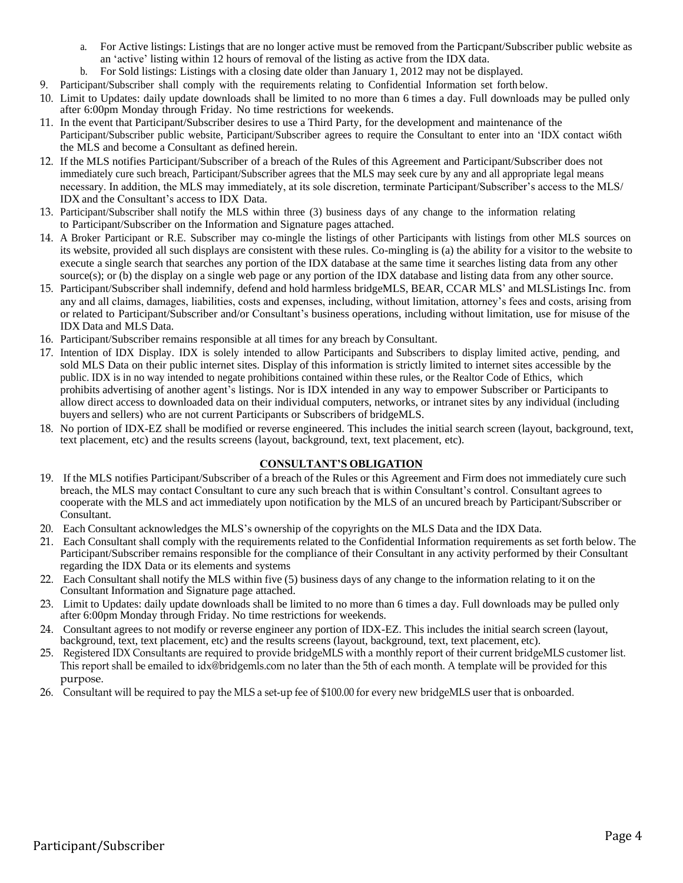a. For Active listings: Listings that are no longer active must be removed from the Particpant/Subscriber public website as an 'active' listing within 12 hours of removal of the listing as active from the IDX data.
   b. For Sold listings: Listings with a closing date older than January 1, 2012 may not be displayed.

9. Participant/Subscriber shall comply with the requirements relating to Confidential Information set forth below.
10. Limit to Updates: daily update downloads shall be limited to no more than 6 times a day. Full downloads may be pulled only after 6:00pm Monday through Friday. No time restrictions for weekends.
11. In the event that Participant/Subscriber desires to use a Third Party, for the development and maintenance of the Participant/Subscriber public website, Participant/Subscriber agrees to require the Consultant to enter into an 'IDX contact wi6th the MLS and become a Consultant as defined herein.
12. If the MLS notifies Participant/Subscriber of a breach of the Rules of this Agreement and Participant/Subscriber does not immediately cure such breach, Participant/Subscriber agrees that the MLS may seek cure by any and all appropriate legal means necessary. In addition, the MLS may immediately, at its sole discretion, terminate Participant/Subscriber's access to the MLS/ IDX and the Consultant's access to IDX Data.
13. Participant/Subscriber shall notify the MLS within three (3) business days of any change to the information relating to Participant/Subscriber on the Information and Signature pages attached.
14. A Broker Participant or R.E. Subscriber may co-mingle the listings of other Participants with listings from other MLS sources on its website, provided all such displays are consistent with these rules. Co-mingling is (a) the ability for a visitor to the website to execute a single search that searches any portion of the IDX database at the same time it searches listing data from any other source(s); or (b) the display on a single web page or any portion of the IDX database and listing data from any other source.
15. Participant/Subscriber shall indemnify, defend and hold harmless bridgeMLS, BEAR, CCAR MLS' and MLSListings Inc. from any and all claims, damages, liabilities, costs and expenses, including, without limitation, attorney's fees and costs, arising from or related to Participant/Subscriber and/or Consultant's business operations, including without limitation, use for misuse of the IDX Data and MLS Data.
16. Participant/Subscriber remains responsible at all times for any breach by Consultant.
17. Intention of IDX Display. IDX is solely intended to allow Participants and Subscribers to display limited active, pending, and sold MLS Data on their public internet sites. Display of this information is strictly limited to internet sites accessible by the public. IDX is in no way intended to negate prohibitions contained within these rules, or the Realtor Code of Ethics, which prohibits advertising of another agent's listings. Nor is IDX intended in any way to empower Subscriber or Participants to allow direct access to downloaded data on their individual computers, networks, or intranet sites by any individual (including buyers and sellers) who are not current Participants or Subscribers of bridgeMLS.
18. No portion of IDX-EZ shall be modified or reverse engineered. This includes the initial search screen (layout, background, text, text placement, etc) and the results screens (layout, background, text, text placement, etc).

## CONSULTANT'S OBLIGATION

19. If the MLS notifies Participant/Subscriber of a breach of the Rules or this Agreement and Firm does not immediately cure such breach, the MLS may contact Consultant to cure any such breach that is within Consultant's control. Consultant agrees to cooperate with the MLS and act immediately upon notification by the MLS of an uncured breach by Participant/Subscriber or Consultant.
20. Each Consultant acknowledges the MLS's ownership of the copyrights on the MLS Data and the IDX Data.
21. Each Consultant shall comply with the requirements related to the Confidential Information requirements as set forth below. The Participant/Subscriber remains responsible for the compliance of their Consultant in any activity performed by their Consultant regarding the IDX Data or its elements and systems
22. Each Consultant shall notify the MLS within five (5) business days of any change to the information relating to it on the Consultant Information and Signature page attached.
23. Limit to Updates: daily update downloads shall be limited to no more than 6 times a day. Full downloads may be pulled only after 6:00pm Monday through Friday. No time restrictions for weekends.
24. Consultant agrees to not modify or reverse engineer any portion of IDX-EZ. This includes the initial search screen (layout, background, text, text placement, etc) and the results screens (layout, background, text, text placement, etc).
25. Registered IDX Consultants are required to provide bridgeMLS with a monthly report of their current bridgeMLS customer list. This report shall be emailed to idx@bridgemls.com no later than the 5th of each month. A template will be provided for this purpose.
26. Consultant will be required to pay the MLS a set-up fee of $100.00 for every new bridgeMLS user that is onboarded.

Participant/Subscriber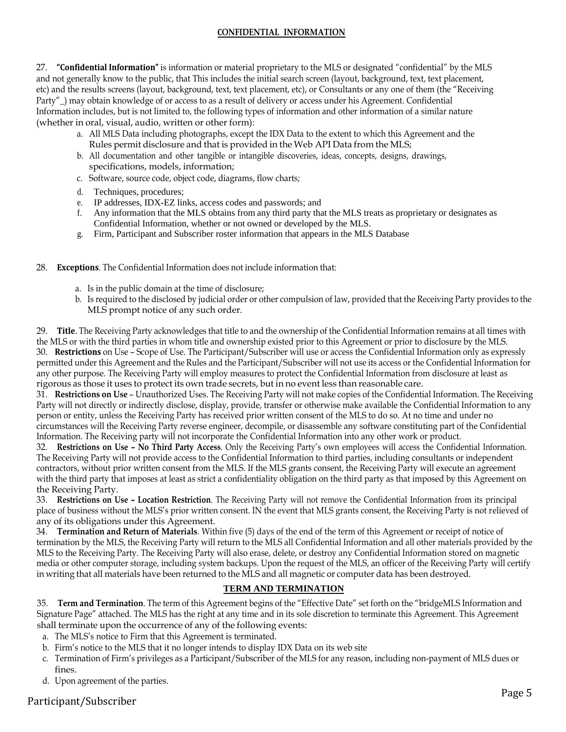## CONFIDENTIAL INFORMATION

27. **"Confidential Information"** is information or material proprietary to the MLS or designated "confidential" by the MLS and not generally know to the public, that This includes the initial search screen (layout, background, text, text placement, etc) and the results screens (layout, background, text, text placement, etc), or Consultants or any one of them (the "Receiving Party"_) may obtain knowledge of or access to as a result of delivery or access under his Agreement. Confidential Information includes, but is not limited to, the following types of information and other information of a similar nature (whether in oral, visual, audio, written or other form):

a. All MLS Data including photographs, except the IDX Data to the extent to which this Agreement and the Rules permit disclosure and that is provided in the Web API Data from the MLS;
b. All documentation and other tangible or intangible discoveries, ideas, concepts, designs, drawings, specifications, models, information;
c. Software, source code, object code, diagrams, flow charts;
d. Techniques, procedures;
e. IP addresses, IDX-EZ links, access codes and passwords; and
f. Any information that the MLS obtains from any third party that the MLS treats as proprietary or designates as Confidential Information, whether or not owned or developed by the MLS.
g. Firm, Participant and Subscriber roster information that appears in the MLS Database

28. **Exceptions**. The Confidential Information does not include information that:

a. Is in the public domain at the time of disclosure;
b. Is required to the disclosed by judicial order or other compulsion of law, provided that the Receiving Party provides to the MLS prompt notice of any such order.

29. **Title**. The Receiving Party acknowledges that title to and the ownership of the Confidential Information remains at all times with the MLS or with the third parties in whom title and ownership existed prior to this Agreement or prior to disclosure by the MLS.

30. **Restrictions** on Use – Scope of Use. The Participant/Subscriber will use or access the Confidential Information only as expressly permitted under this Agreement and the Rules and the Participant/Subscriber will not use its access or the Confidential Information for any other purpose. The Receiving Party will employ measures to protect the Confidential Information from disclosure at least as rigorous as those it uses to protect its own trade secrets, but in no event less than reasonable care.

31. **Restrictions on Use** – Unauthorized Uses. The Receiving Party will not make copies of the Confidential Information. The Receiving Party will not directly or indirectly disclose, display, provide, transfer or otherwise make available the Confidential Information to any person or entity, unless the Receiving Party has received prior written consent of the MLS to do so. At no time and under no circumstances will the Receiving Party reverse engineer, decompile, or disassemble any software constituting part of the Confidential Information. The Receiving party will not incorporate the Confidential Information into any other work or product.

32. **Restrictions on Use – No Third Party Access**. Only the Receiving Party's own employees will access the Confidential Information. The Receiving Party will not provide access to the Confidential Information to third parties, including consultants or independent contractors, without prior written consent from the MLS. If the MLS grants consent, the Receiving Party will execute an agreement with the third party that imposes at least as strict a confidentiality obligation on the third party as that imposed by this Agreement on the Receiving Party.

33. **Restrictions on Use – Location Restriction**. The Receiving Party will not remove the Confidential Information from its principal place of business without the MLS's prior written consent. IN the event that MLS grants consent, the Receiving Party is not relieved of any of its obligations under this Agreement.

34. **Termination and Return of Materials**. Within five (5) days of the end of the term of this Agreement or receipt of notice of termination by the MLS, the Receiving Party will return to the MLS all Confidential Information and all other materials provided by the MLS to the Receiving Party. The Receiving Party will also erase, delete, or destroy any Confidential Information stored on magnetic media or other computer storage, including system backups. Upon the request of the MLS, an officer of the Receiving Party will certify in writing that all materials have been returned to the MLS and all magnetic or computer data has been destroyed.

## TERM AND TERMINATION

35. **Term and Termination**. The term of this Agreement begins of the "Effective Date" set forth on the "bridgeMLS Information and Signature Page" attached. The MLS has the right at any time and in its sole discretion to terminate this Agreement. This Agreement shall terminate upon the occurrence of any of the following events:

a. The MLS's notice to Firm that this Agreement is terminated.
b. Firm's notice to the MLS that it no longer intends to display IDX Data on its web site
c. Termination of Firm's privileges as a Participant/Subscriber of the MLS for any reason, including non-payment of MLS dues or fines.
d. Upon agreement of the parties.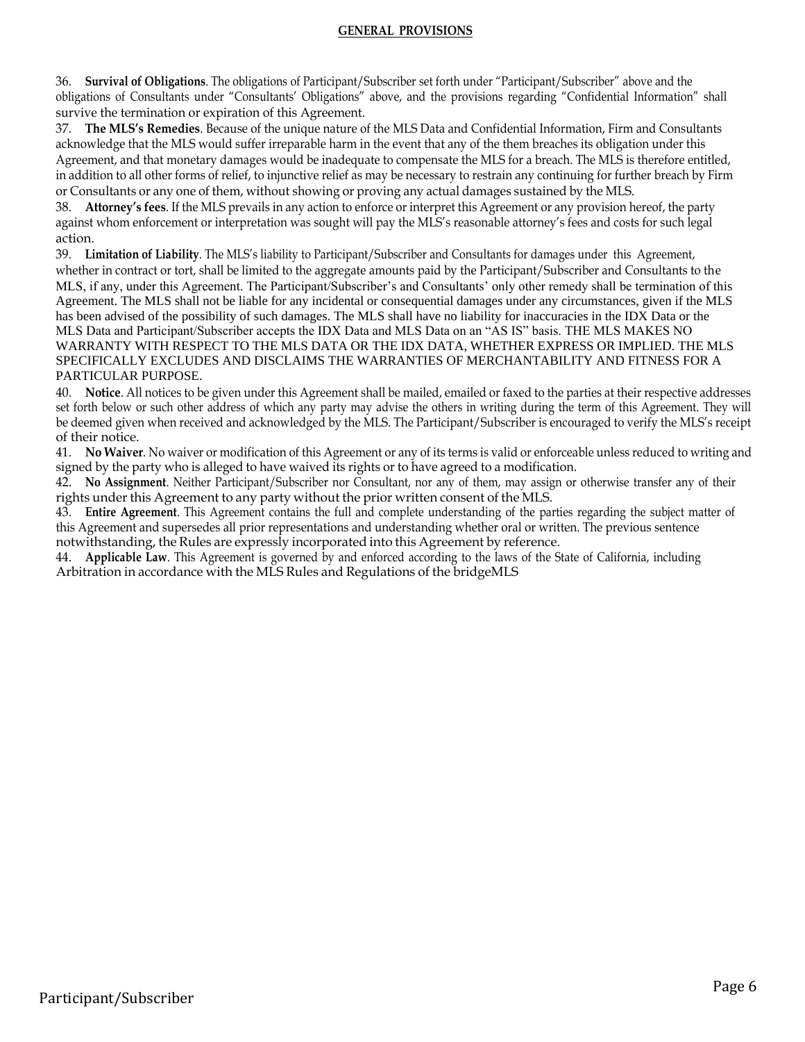## GENERAL PROVISIONS

36. **Survival of Obligations**. The obligations of Participant/Subscriber set forth under "Participant/Subscriber" above and the obligations of Consultants under "Consultants' Obligations" above, and the provisions regarding "Confidential Information" shall survive the termination or expiration of this Agreement.

37. **The MLS's Remedies**. Because of the unique nature of the MLS Data and Confidential Information, Firm and Consultants acknowledge that the MLS would suffer irreparable harm in the event that any of the them breaches its obligation under this Agreement, and that monetary damages would be inadequate to compensate the MLS for a breach. The MLS is therefore entitled, in addition to all other forms of relief, to injunctive relief as may be necessary to restrain any continuing for further breach by Firm or Consultants or any one of them, without showing or proving any actual damages sustained by the MLS.

38. **Attorney's fees**. If the MLS prevails in any action to enforce or interpret this Agreement or any provision hereof, the party against whom enforcement or interpretation was sought will pay the MLS's reasonable attorney's fees and costs for such legal action.

39. **Limitation of Liability**. The MLS's liability to Participant/Subscriber and Consultants for damages under this Agreement, whether in contract or tort, shall be limited to the aggregate amounts paid by the Participant/Subscriber and Consultants to the MLS, if any, under this Agreement. The Participant/Subscriber's and Consultants' only other remedy shall be termination of this Agreement. The MLS shall not be liable for any incidental or consequential damages under any circumstances, given if the MLS has been advised of the possibility of such damages. The MLS shall have no liability for inaccuracies in the IDX Data or the MLS Data and Participant/Subscriber accepts the IDX Data and MLS Data on an "AS IS" basis. THE MLS MAKES NO WARRANTY WITH RESPECT TO THE MLS DATA OR THE IDX DATA, WHETHER EXPRESS OR IMPLIED. THE MLS SPECIFICALLY EXCLUDES AND DISCLAIMS THE WARRANTIES OF MERCHANTABILITY AND FITNESS FOR A PARTICULAR PURPOSE.

40. **Notice**. All notices to be given under this Agreement shall be mailed, emailed or faxed to the parties at their respective addresses set forth below or such other address of which any party may advise the others in writing during the term of this Agreement. They will be deemed given when received and acknowledged by the MLS. The Participant/Subscriber is encouraged to verify the MLS's receipt of their notice.

41. **No Waiver**. No waiver or modification of this Agreement or any of its terms is valid or enforceable unless reduced to writing and signed by the party who is alleged to have waived its rights or to have agreed to a modification.

42. **No Assignment**. Neither Participant/Subscriber nor Consultant, nor any of them, may assign or otherwise transfer any of their rights under this Agreement to any party without the prior written consent of the MLS.

43. **Entire Agreement**. This Agreement contains the full and complete understanding of the parties regarding the subject matter of this Agreement and supersedes all prior representations and understanding whether oral or written. The previous sentence notwithstanding, the Rules are expressly incorporated into this Agreement by reference.

44. **Applicable Law**. This Agreement is governed by and enforced according to the laws of the State of California, including Arbitration in accordance with the MLS Rules and Regulations of the bridgeMLS

Participant/Subscriber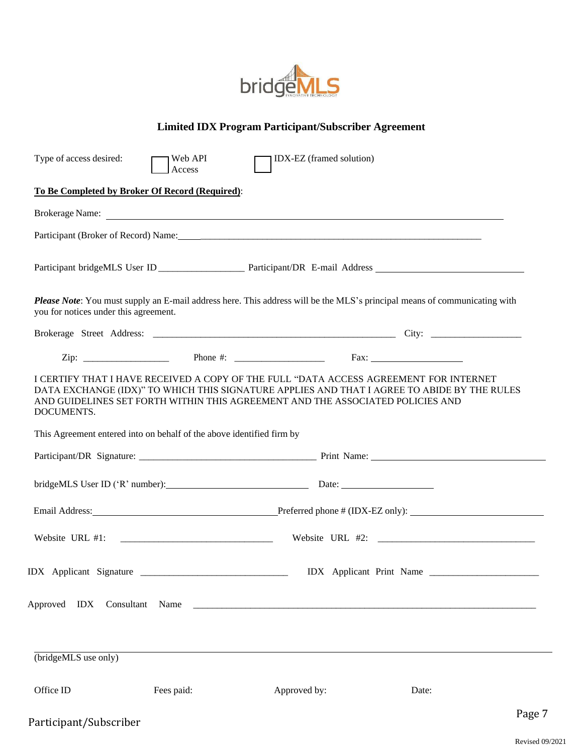# Limited IDX Program Participant/Subscriber Agreement

Type of access desired: ☐ Web API Access ☐ IDX-EZ (framed solution)

**To Be Completed by Broker Of Record (Required)**:

Brokerage Name: ______________________________________________

Participant (Broker of Record) Name: ______________________________________________

Participant bridgeMLS User ID _________________ Participant/DR E-mail Address ______________________________

***Please Note***: You must supply an E-mail address here. This address will be the MLS's principal means of communicating with you for notices under this agreement.

Brokerage Street Address: ______________________________________________ City: __________________

Zip: _________________ Phone #: ___________________ Fax: ___________________

I CERTIFY THAT I HAVE RECEIVED A COPY OF THE FULL "DATA ACCESS AGREEMENT FOR INTERNET DATA EXCHANGE (IDX)" TO WHICH THIS SIGNATURE APPLIES AND THAT I AGREE TO ABIDE BY THE RULES AND GUIDELINES SET FORTH WITHIN THIS AGREEMENT AND THE ASSOCIATED POLICIES AND DOCUMENTS.

This Agreement entered into on behalf of the above identified firm by

Participant/DR Signature: ____________________________________ Print Name: ____________________________________

bridgeMLS User ID ('R' number): ______________________________ Date: ___________________

Email Address: ______________________________________ Preferred phone # (IDX-EZ only): ____________________________

Website URL #1: ______________________________ Website URL #2: ________________________________

IDX Applicant Signature ______________________________ IDX Applicant Print Name ______________________

Approved IDX Consultant Name __________________________________________________________________________

(bridgeMLS use only)

Office ID Fees paid: Approved by: Date:

Participant/Subscriber

Revised 09/2021